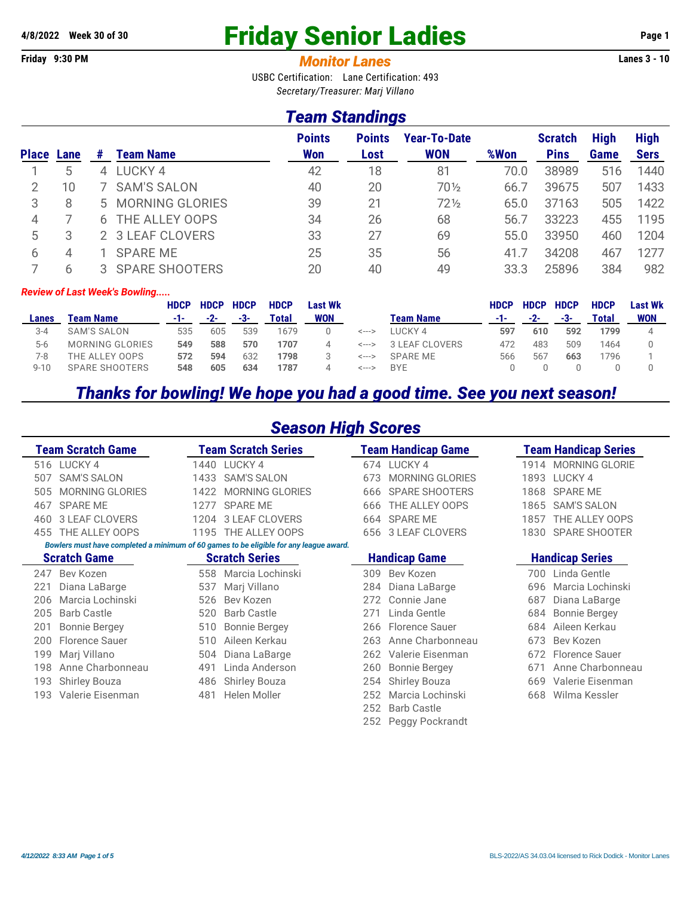**4/8/2022 Week 30 of 30**

# Friday Senior Ladies

**Friday 9:30 PM**

## *Monitor Lanes*

**Lanes 3 - 10**

USBC Certification: Lane Certification: 493

*Secretary/Treasurer: Marj Villano*

## *Team Standings*

| Place | Lane | # | Team Name | Points Won | Points Lost | Year-To-Date WON | %Won | Scratch Pins | High Game | High Sers |
|---|---|---|---|---|---|---|---|---|---|---|
| 1 | 5 | 4 | LUCKY 4 | 42 | 18 | 81 | 70.0 | 38989 | 516 | 1440 |
| 2 | 10 | 7 | SAM'S SALON | 40 | 20 | 70½ | 66.7 | 39675 | 507 | 1433 |
| 3 | 8 | 5 | MORNING GLORIES | 39 | 21 | 72½ | 65.0 | 37163 | 505 | 1422 |
| 4 | 7 | 6 | THE ALLEY OOPS | 34 | 26 | 68 | 56.7 | 33223 | 455 | 1195 |
| 5 | 3 | 2 | 3 LEAF CLOVERS | 33 | 27 | 69 | 55.0 | 33950 | 460 | 1204 |
| 6 | 4 | 1 | SPARE ME | 25 | 35 | 56 | 41.7 | 34208 | 467 | 1277 |
| 7 | 6 | 3 | SPARE SHOOTERS | 20 | 40 | 49 | 33.3 | 25896 | 384 | 982 |

*Review of Last Week's Bowling.....*

| Lanes | Team Name | HDCP -1- | HDCP -2- | HDCP -3- | HDCP Total | Last Wk WON | | Team Name | HDCP -1- | HDCP -2- | HDCP -3- | HDCP Total | Last Wk WON |
|---|---|---|---|---|---|---|---|---|---|---|---|---|---|
| 3-4 | SAM'S SALON | 535 | 605 | 539 | 1679 | 0 | <---> | LUCKY 4 | **597** | **610** | **592** | **1799** | 4 |
| 5-6 | MORNING GLORIES | **549** | **588** | **570** | **1707** | 4 | <---> | 3 LEAF CLOVERS | 472 | 483 | 509 | 1464 | 0 |
| 7-8 | THE ALLEY OOPS | **572** | **594** | 632 | **1798** | 3 | <---> | SPARE ME | 566 | 567 | **663** | 1796 | 1 |
| 9-10 | SPARE SHOOTERS | **548** | **605** | **634** | **1787** | 4 | <---> | BYE | 0 | 0 | 0 | 0 | 0 |

## *Thanks for bowling! We hope you had a good time. See you next season!*

## *Season High Scores*

| Team Scratch Game | | Team Scratch Series | | Team Handicap Game | | Team Handicap Series | |
|---|---|---|---|---|---|---|---|
| 516 | LUCKY 4 | 1440 | LUCKY 4 | 674 | LUCKY 4 | 1914 | MORNING GLORIE |
| 507 | SAM'S SALON | 1433 | SAM'S SALON | 673 | MORNING GLORIES | 1893 | LUCKY 4 |
| 505 | MORNING GLORIES | 1422 | MORNING GLORIES | 666 | SPARE SHOOTERS | 1868 | SPARE ME |
| 467 | SPARE ME | 1277 | SPARE ME | 666 | THE ALLEY OOPS | 1865 | SAM'S SALON |
| 460 | 3 LEAF CLOVERS | 1204 | 3 LEAF CLOVERS | 664 | SPARE ME | 1857 | THE ALLEY OOPS |
| 455 | THE ALLEY OOPS | 1195 | THE ALLEY OOPS | 656 | 3 LEAF CLOVERS | 1830 | SPARE SHOOTER |

*Bowlers must have completed a minimum of 60 games to be eligible for any league award.*

| Scratch Game | | Scratch Series | | Handicap Game | | Handicap Series | |
|---|---|---|---|---|---|---|---|
| 247 | Bev Kozen | 558 | Marcia Lochinski | 309 | Bev Kozen | 700 | Linda Gentle |
| 221 | Diana LaBarge | 537 | Marj Villano | 284 | Diana LaBarge | 696 | Marcia Lochinski |
| 206 | Marcia Lochinski | 526 | Bev Kozen | 272 | Connie Jane | 687 | Diana LaBarge |
| 205 | Barb Castle | 520 | Barb Castle | 271 | Linda Gentle | 684 | Bonnie Bergey |
| 201 | Bonnie Bergey | 510 | Bonnie Bergey | 266 | Florence Sauer | 684 | Aileen Kerkau |
| 200 | Florence Sauer | 510 | Aileen Kerkau | 263 | Anne Charbonneau | 673 | Bev Kozen |
| 199 | Marj Villano | 504 | Diana LaBarge | 262 | Valerie Eisenman | 672 | Florence Sauer |
| 198 | Anne Charbonneau | 491 | Linda Anderson | 260 | Bonnie Bergey | 671 | Anne Charbonneau |
| 193 | Shirley Bouza | 486 | Shirley Bouza | 254 | Shirley Bouza | 669 | Valerie Eisenman |
| 193 | Valerie Eisenman | 481 | Helen Moller | 252 | Marcia Lochinski | 668 | Wilma Kessler |
| | | | | 252 | Barb Castle | | |
| | | | | 252 | Peggy Pockrandt | | |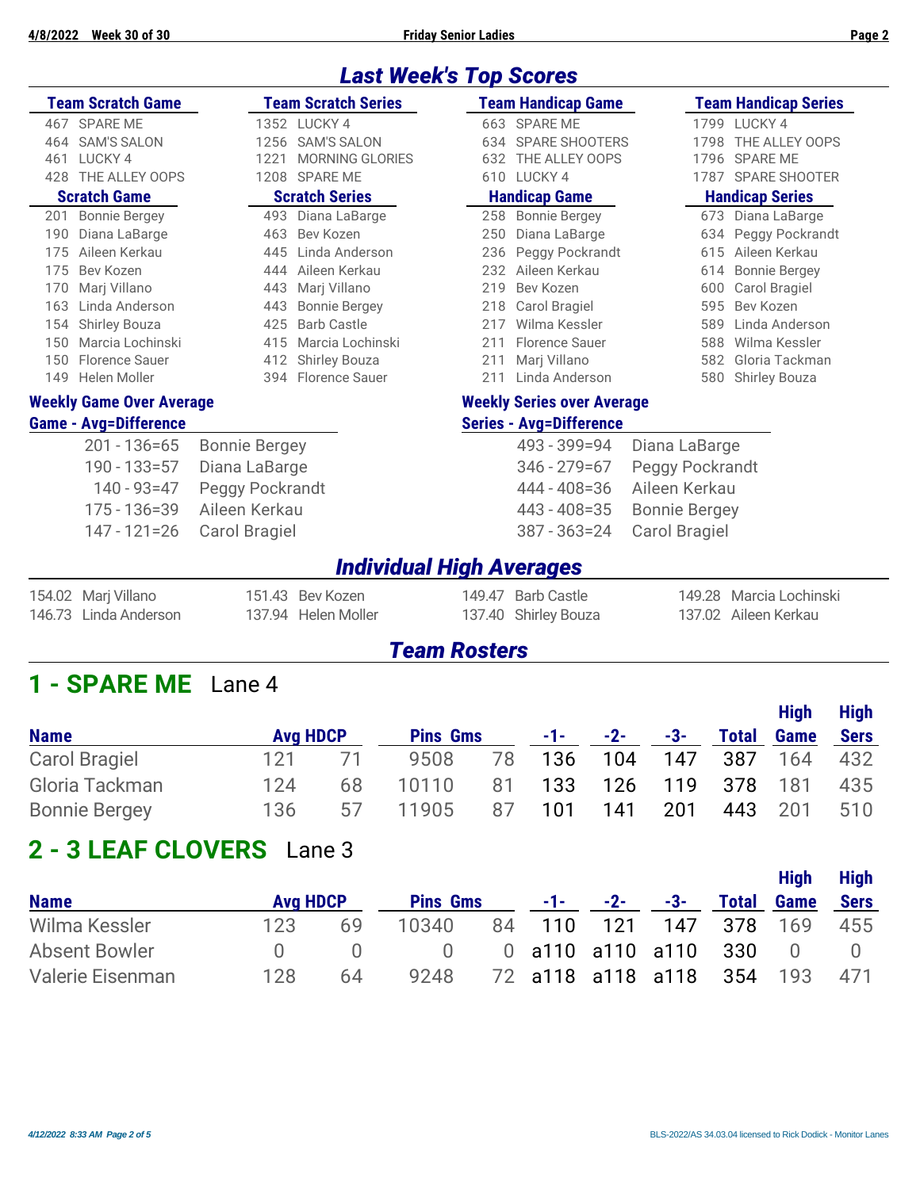## Last Week's Top Scores

| Team Scratch Game | Team Scratch Series | Team Handicap Game | Team Handicap Series |
|---|---|---|---|
| 467 SPARE ME | 1352 LUCKY 4 | 663 SPARE ME | 1799 LUCKY 4 |
| 464 SAM'S SALON | 1256 SAM'S SALON | 634 SPARE SHOOTERS | 1798 THE ALLEY OOPS |
| 461 LUCKY 4 | 1221 MORNING GLORIES | 632 THE ALLEY OOPS | 1796 SPARE ME |
| 428 THE ALLEY OOPS | 1208 SPARE ME | 610 LUCKY 4 | 1787 SPARE SHOOTER |

| Scratch Game | Scratch Series | Handicap Game | Handicap Series |
|---|---|---|---|
| 201 Bonnie Bergey | 493 Diana LaBarge | 258 Bonnie Bergey | 673 Diana LaBarge |
| 190 Diana LaBarge | 463 Bev Kozen | 250 Diana LaBarge | 634 Peggy Pockrandt |
| 175 Aileen Kerkau | 445 Linda Anderson | 236 Peggy Pockrandt | 615 Aileen Kerkau |
| 175 Bev Kozen | 444 Aileen Kerkau | 232 Aileen Kerkau | 614 Bonnie Bergey |
| 170 Marj Villano | 443 Marj Villano | 219 Bev Kozen | 600 Carol Bragiel |
| 163 Linda Anderson | 443 Bonnie Bergey | 218 Carol Bragiel | 595 Bev Kozen |
| 154 Shirley Bouza | 425 Barb Castle | 217 Wilma Kessler | 589 Linda Anderson |
| 150 Marcia Lochinski | 415 Marcia Lochinski | 211 Florence Sauer | 588 Wilma Kessler |
| 150 Florence Sauer | 412 Shirley Bouza | 211 Marj Villano | 582 Gloria Tackman |
| 149 Helen Moller | 394 Florence Sauer | 211 Linda Anderson | 580 Shirley Bouza |

### Weekly Game Over Average

| Game - Avg=Difference | |
|---|---|
| 201 - 136=65 | Bonnie Bergey |
| 190 - 133=57 | Diana LaBarge |
| 140 - 93=47 | Peggy Pockrandt |
| 175 - 136=39 | Aileen Kerkau |
| 147 - 121=26 | Carol Bragiel |

### Weekly Series over Average

| Series - Avg=Difference | |
|---|---|
| 493 - 399=94 | Diana LaBarge |
| 346 - 279=67 | Peggy Pockrandt |
| 444 - 408=36 | Aileen Kerkau |
| 443 - 408=35 | Bonnie Bergey |
| 387 - 363=24 | Carol Bragiel |

## Individual High Averages

| | | | |
|---|---|---|---|
| 154.02 Marj Villano | 151.43 Bev Kozen | 149.47 Barb Castle | 149.28 Marcia Lochinski |
| 146.73 Linda Anderson | 137.94 Helen Moller | 137.40 Shirley Bouza | 137.02 Aileen Kerkau |

## Team Rosters

# 1 - SPARE ME Lane 4

| Name | Avg | HDCP | Pins | Gms | -1- | -2- | -3- | Total | High Game | High Sers |
|---|---|---|---|---|---|---|---|---|---|---|
| Carol Bragiel | 121 | 71 | 9508 | 78 | 136 | 104 | 147 | 387 | 164 | 432 |
| Gloria Tackman | 124 | 68 | 10110 | 81 | 133 | 126 | 119 | 378 | 181 | 435 |
| Bonnie Bergey | 136 | 57 | 11905 | 87 | 101 | 141 | 201 | 443 | 201 | 510 |

# 2 - 3 LEAF CLOVERS Lane 3

| Name | Avg | HDCP | Pins | Gms | -1- | -2- | -3- | Total | High Game | High Sers |
|---|---|---|---|---|---|---|---|---|---|---|
| Wilma Kessler | 123 | 69 | 10340 | 84 | 110 | 121 | 147 | 378 | 169 | 455 |
| Absent Bowler | 0 | 0 | 0 | 0 | a110 | a110 | a110 | 330 | 0 | 0 |
| Valerie Eisenman | 128 | 64 | 9248 | 72 | a118 | a118 | a118 | 354 | 193 | 471 |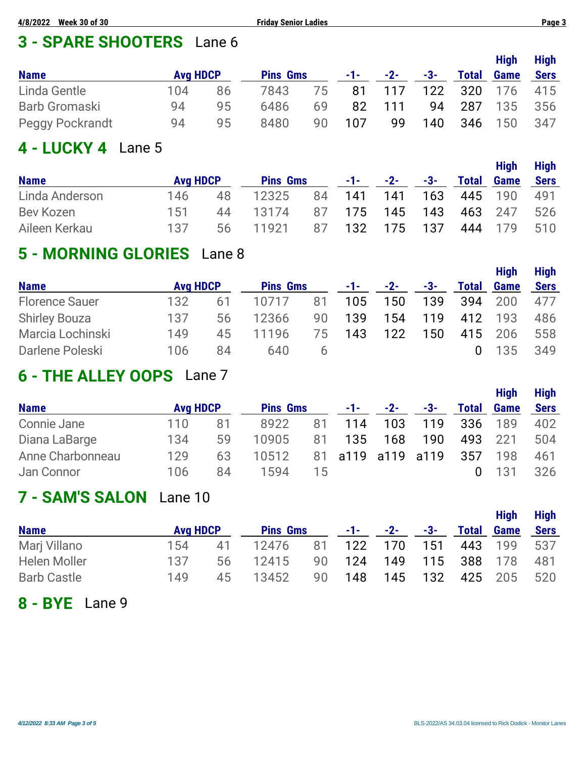## 3 - SPARE SHOOTERS Lane 6

| Name | Avg | HDCP | Pins | Gms | -1- | -2- | -3- | Total | High Game | High Sers |
|---|---|---|---|---|---|---|---|---|---|---|
| Linda Gentle | 104 | 86 | 7843 | 75 | 81 | 117 | 122 | 320 | 176 | 415 |
| Barb Gromaski | 94 | 95 | 6486 | 69 | 82 | 111 | 94 | 287 | 135 | 356 |
| Peggy Pockrandt | 94 | 95 | 8480 | 90 | 107 | 99 | 140 | 346 | 150 | 347 |

## 4 - LUCKY 4 Lane 5

| Name | Avg | HDCP | Pins | Gms | -1- | -2- | -3- | Total | High Game | High Sers |
|---|---|---|---|---|---|---|---|---|---|---|
| Linda Anderson | 146 | 48 | 12325 | 84 | 141 | 141 | 163 | 445 | 190 | 491 |
| Bev Kozen | 151 | 44 | 13174 | 87 | 175 | 145 | 143 | 463 | 247 | 526 |
| Aileen Kerkau | 137 | 56 | 11921 | 87 | 132 | 175 | 137 | 444 | 179 | 510 |

## 5 - MORNING GLORIES Lane 8

| Name | Avg | HDCP | Pins | Gms | -1- | -2- | -3- | Total | High Game | High Sers |
|---|---|---|---|---|---|---|---|---|---|---|
| Florence Sauer | 132 | 61 | 10717 | 81 | 105 | 150 | 139 | 394 | 200 | 477 |
| Shirley Bouza | 137 | 56 | 12366 | 90 | 139 | 154 | 119 | 412 | 193 | 486 |
| Marcia Lochinski | 149 | 45 | 11196 | 75 | 143 | 122 | 150 | 415 | 206 | 558 |
| Darlene Poleski | 106 | 84 | 640 | 6 | | | | 0 | 135 | 349 |

## 6 - THE ALLEY OOPS Lane 7

| Name | Avg | HDCP | Pins | Gms | -1- | -2- | -3- | Total | High Game | High Sers |
|---|---|---|---|---|---|---|---|---|---|---|
| Connie Jane | 110 | 81 | 8922 | 81 | 114 | 103 | 119 | 336 | 189 | 402 |
| Diana LaBarge | 134 | 59 | 10905 | 81 | 135 | 168 | 190 | 493 | 221 | 504 |
| Anne Charbonneau | 129 | 63 | 10512 | 81 | a119 | a119 | a119 | 357 | 198 | 461 |
| Jan Connor | 106 | 84 | 1594 | 15 | | | | 0 | 131 | 326 |

## 7 - SAM'S SALON Lane 10

| Name | Avg | HDCP | Pins | Gms | -1- | -2- | -3- | Total | High Game | High Sers |
|---|---|---|---|---|---|---|---|---|---|---|
| Marj Villano | 154 | 41 | 12476 | 81 | 122 | 170 | 151 | 443 | 199 | 537 |
| Helen Moller | 137 | 56 | 12415 | 90 | 124 | 149 | 115 | 388 | 178 | 481 |
| Barb Castle | 149 | 45 | 13452 | 90 | 148 | 145 | 132 | 425 | 205 | 520 |

## 8 - BYE Lane 9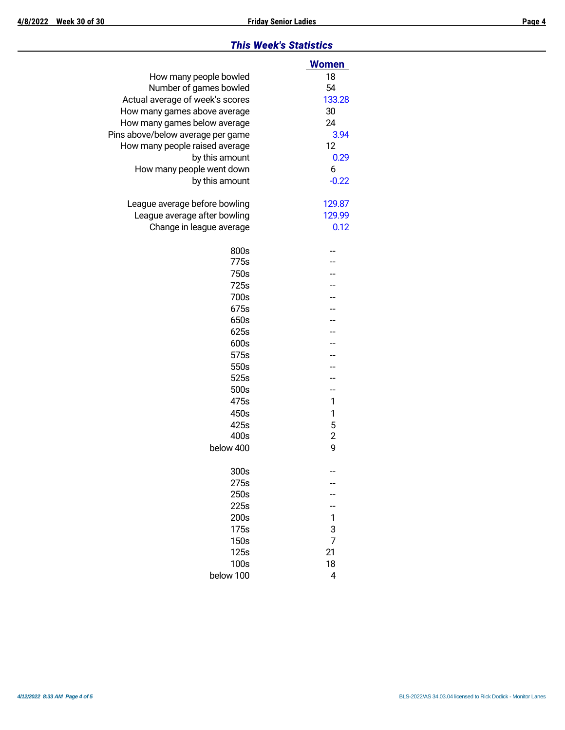## *This Week's Statistics*

| | Women |
|---|---|
| How many people bowled | 18 |
| Number of games bowled | 54 |
| Actual average of week's scores | 133.28 |
| How many games above average | 30 |
| How many games below average | 24 |
| Pins above/below average per game | 3.94 |
| How many people raised average | 12 |
| by this amount | 0.29 |
| How many people went down | 6 |
| by this amount | -0.22 |
| | |
| League average before bowling | 129.87 |
| League average after bowling | 129.99 |
| Change in league average | 0.12 |
| | |
| 800s | -- |
| 775s | -- |
| 750s | -- |
| 725s | -- |
| 700s | -- |
| 675s | -- |
| 650s | -- |
| 625s | -- |
| 600s | -- |
| 575s | -- |
| 550s | -- |
| 525s | -- |
| 500s | -- |
| 475s | 1 |
| 450s | 1 |
| 425s | 5 |
| 400s | 2 |
| below 400 | 9 |
| | |
| 300s | -- |
| 275s | -- |
| 250s | -- |
| 225s | -- |
| 200s | 1 |
| 175s | 3 |
| 150s | 7 |
| 125s | 21 |
| 100s | 18 |
| below 100 | 4 |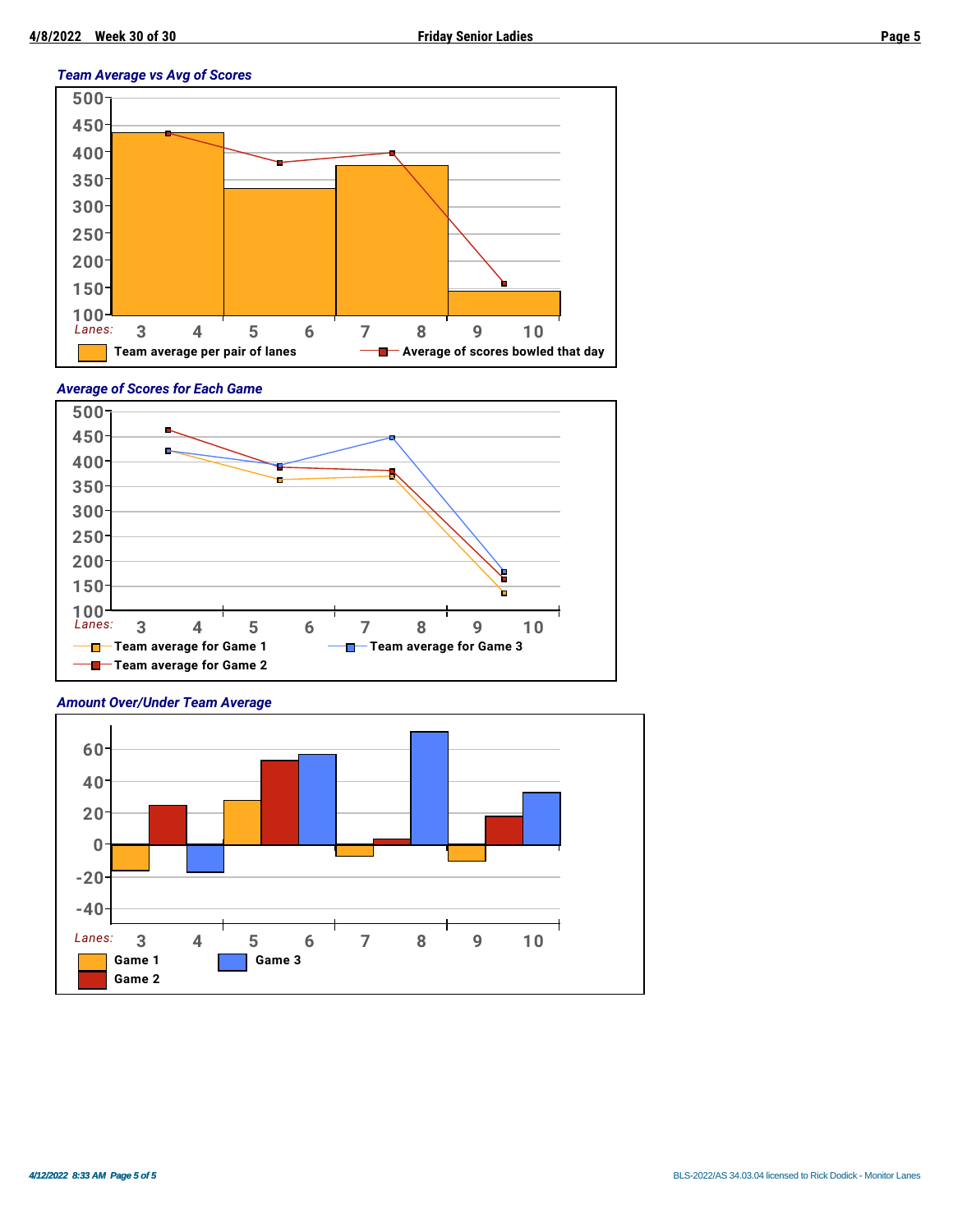### *Team Average vs Avg of Scores*

500
450
400
350
300
250
200
150
100

Lanes: 3 4 5 6 7 8 9 10

Team average per pair of lanes

Average of scores bowled that day

### *Average of Scores for Each Game*

500
450
400
350
300
250
200
150
100

Lanes: 3 4 5 6 7 8 9 10

Team average for Game 1

Team average for Game 3

Team average for Game 2

### *Amount Over/Under Team Average*

60
40
20
0
-20
-40

Lanes: 3 4 5 6 7 8 9 10

Game 1

Game 3

Game 2